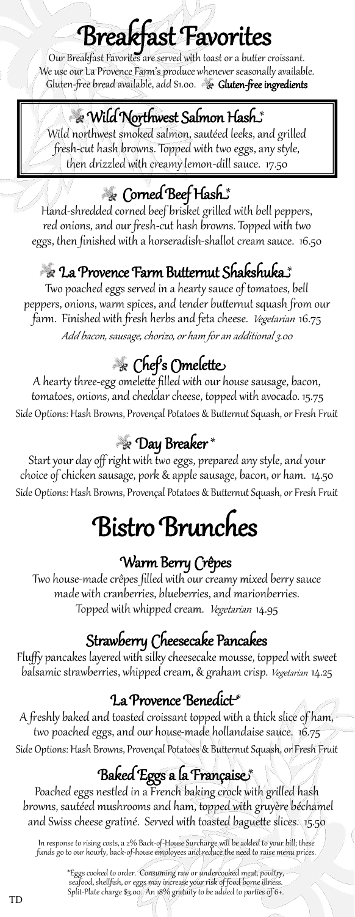# Breakfast Favorites

Our Breakfast Favorites are served with toast or a butter croissant.
We use our La Provence Farm's produce whenever seasonally available.
Gluten-free bread available, add $1.00. **Gluten-free ingredients**

## Wild Northwest Salmon Hash*

Wild northwest smoked salmon, sautéed leeks, and grilled fresh-cut hash browns. Topped with two eggs, any style, then drizzled with creamy lemon-dill sauce. 17.50

## Corned Beef Hash*

Hand-shredded corned beef brisket grilled with bell peppers, red onions, and our fresh-cut hash browns. Topped with two eggs, then finished with a horseradish-shallot cream sauce. 16.50

## La Provence Farm Butternut Shakshuka*

Two poached eggs served in a hearty sauce of tomatoes, bell peppers, onions, warm spices, and tender butternut squash from our farm. Finished with fresh herbs and feta cheese. *Vegetarian* 16.75

*Add bacon, sausage, chorizo, or ham for an additional 3.00*

## Chef's Omelette

A hearty three-egg omelette filled with our house sausage, bacon, tomatoes, onions, and cheddar cheese, topped with avocado. 15.75

Side Options: Hash Browns, Provençal Potatoes & Butternut Squash, or Fresh Fruit

## Day Breaker*

Start your day off right with two eggs, prepared any style, and your choice of chicken sausage, pork & apple sausage, bacon, or ham. 14.50

Side Options: Hash Browns, Provençal Potatoes & Butternut Squash, or Fresh Fruit

# Bistro Brunches

## Warm Berry Crêpes

Two house-made crêpes filled with our creamy mixed berry sauce made with cranberries, blueberries, and marionberries. Topped with whipped cream. *Vegetarian* 14.95

## Strawberry Cheesecake Pancakes

Fluffy pancakes layered with silky cheesecake mousse, topped with sweet balsamic strawberries, whipped cream, & graham crisp. *Vegetarian* 14.25

## La Provence Benedict*

A freshly baked and toasted croissant topped with a thick slice of ham, two poached eggs, and our house-made hollandaise sauce. 16.75

Side Options: Hash Browns, Provençal Potatoes & Butternut Squash, or Fresh Fruit

## Baked Eggs a la Française*

Poached eggs nestled in a French baking crock with grilled hash browns, sautéed mushrooms and ham, topped with gruyère béchamel and Swiss cheese gratiné. Served with toasted baguette slices. 15.50

In response to rising costs, a 2% Back-of-House Surcharge will be added to your bill; these funds go to our hourly, back-of-house employees and reduce the need to raise menu prices.

*Eggs cooked to order. Consuming raw or undercooked meat, poultry, seafood, shellfish, or eggs may increase your risk of food borne illness. Split-Plate charge $3.00. An 18% gratuity to be added to parties of 6+.

TD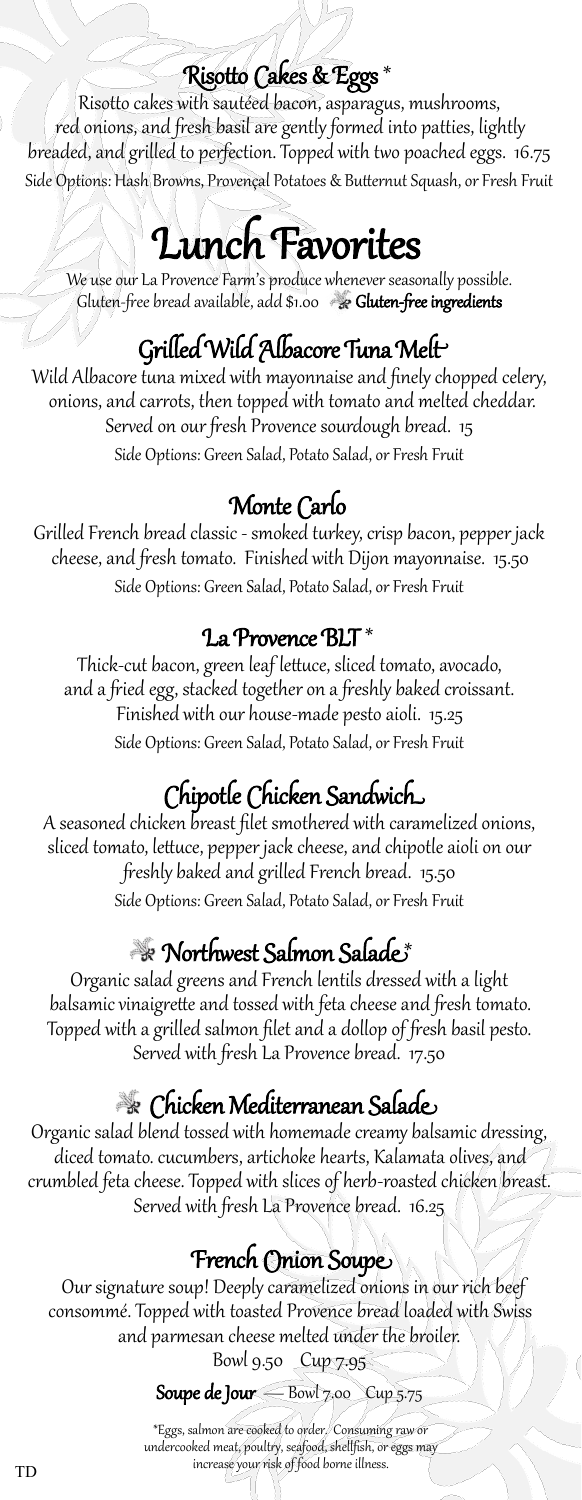## Risotto Cakes & Eggs *

Risotto cakes with sautéed bacon, asparagus, mushrooms, red onions, and fresh basil are gently formed into patties, lightly breaded, and grilled to perfection. Topped with two poached eggs. 16.75

Side Options: Hash Browns, Provençal Potatoes & Butternut Squash, or Fresh Fruit

# Lunch Favorites

We use our La Provence Farm's produce whenever seasonally possible. Gluten-free bread available, add $1.00 ❀ **Gluten-free ingredients**

## Grilled Wild Albacore Tuna Melt

Wild Albacore tuna mixed with mayonnaise and finely chopped celery, onions, and carrots, then topped with tomato and melted cheddar. Served on our fresh Provence sourdough bread. 15

Side Options: Green Salad, Potato Salad, or Fresh Fruit

## Monte Carlo

Grilled French bread classic - smoked turkey, crisp bacon, pepper jack cheese, and fresh tomato. Finished with Dijon mayonnaise. 15.50

Side Options: Green Salad, Potato Salad, or Fresh Fruit

## La Provence BLT *

Thick-cut bacon, green leaf lettuce, sliced tomato, avocado, and a fried egg, stacked together on a freshly baked croissant. Finished with our house-made pesto aioli. 15.25

Side Options: Green Salad, Potato Salad, or Fresh Fruit

## Chipotle Chicken Sandwich

A seasoned chicken breast filet smothered with caramelized onions, sliced tomato, lettuce, pepper jack cheese, and chipotle aioli on our freshly baked and grilled French bread. 15.50

Side Options: Green Salad, Potato Salad, or Fresh Fruit

## ❀ Northwest Salmon Salade*

Organic salad greens and French lentils dressed with a light balsamic vinaigrette and tossed with feta cheese and fresh tomato. Topped with a grilled salmon filet and a dollop of fresh basil pesto. Served with fresh La Provence bread. 17.50

## ❀ Chicken Mediterranean Salade

Organic salad blend tossed with homemade creamy balsamic dressing, diced tomato. cucumbers, artichoke hearts, Kalamata olives, and crumbled feta cheese. Topped with slices of herb-roasted chicken breast. Served with fresh La Provence bread. 16.25

## French Onion Soupe

Our signature soup! Deeply caramelized onions in our rich beef consommé. Topped with toasted Provence bread loaded with Swiss and parmesan cheese melted under the broiler.

Bowl 9.50 Cup 7.95

**Soupe de Jour** — Bowl 7.00 Cup 5.75

*Eggs, salmon are cooked to order. Consuming raw or undercooked meat, poultry, seafood, shellfish, or eggs may increase your risk of food borne illness.

TD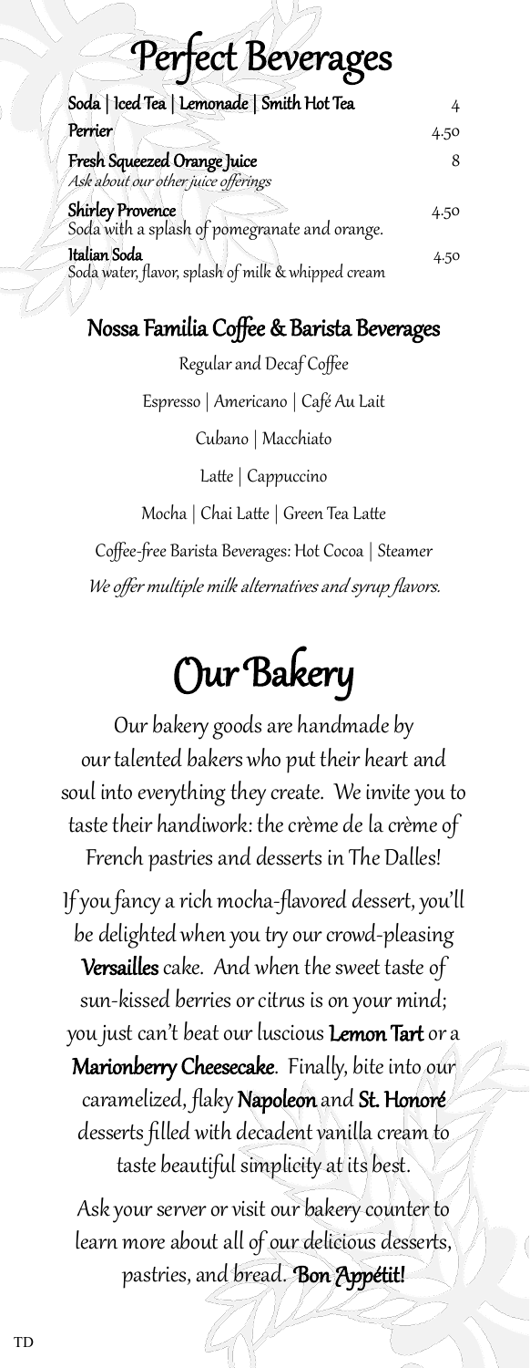# Perfect Beverages

| Item | Price |
|---|---|
| **Soda \| Iced Tea \| Lemonade \| Smith Hot Tea** | 4 |
| **Perrier** | 4.50 |
| **Fresh Squeezed Orange Juice**<br>*Ask about our other juice offerings* | 8 |
| **Shirley Provence**<br>Soda with a splash of pomegranate and orange. | 4.50 |
| **Italian Soda**<br>Soda water, flavor, splash of milk & whipped cream | 4.50 |

## Nossa Familia Coffee & Barista Beverages

Regular and Decaf Coffee

Espresso | Americano | Café Au Lait

Cubano | Macchiato

Latte | Cappuccino

Mocha | Chai Latte | Green Tea Latte

Coffee-free Barista Beverages: Hot Cocoa | Steamer

*We offer multiple milk alternatives and syrup flavors.*

# Our Bakery

Our bakery goods are handmade by our talented bakers who put their heart and soul into everything they create. We invite you to taste their handiwork: the crème de la crème of French pastries and desserts in The Dalles!

If you fancy a rich mocha-flavored dessert, you'll be delighted when you try our crowd-pleasing **Versailles** cake. And when the sweet taste of sun-kissed berries or citrus is on your mind; you just can't beat our luscious **Lemon Tart** or a **Marionberry Cheesecake**. Finally, bite into our caramelized, flaky **Napoleon** and **St. Honoré** desserts filled with decadent vanilla cream to taste beautiful simplicity at its best.

Ask your server or visit our bakery counter to learn more about all of our delicious desserts, pastries, and bread. **Bon Appétit!**

TD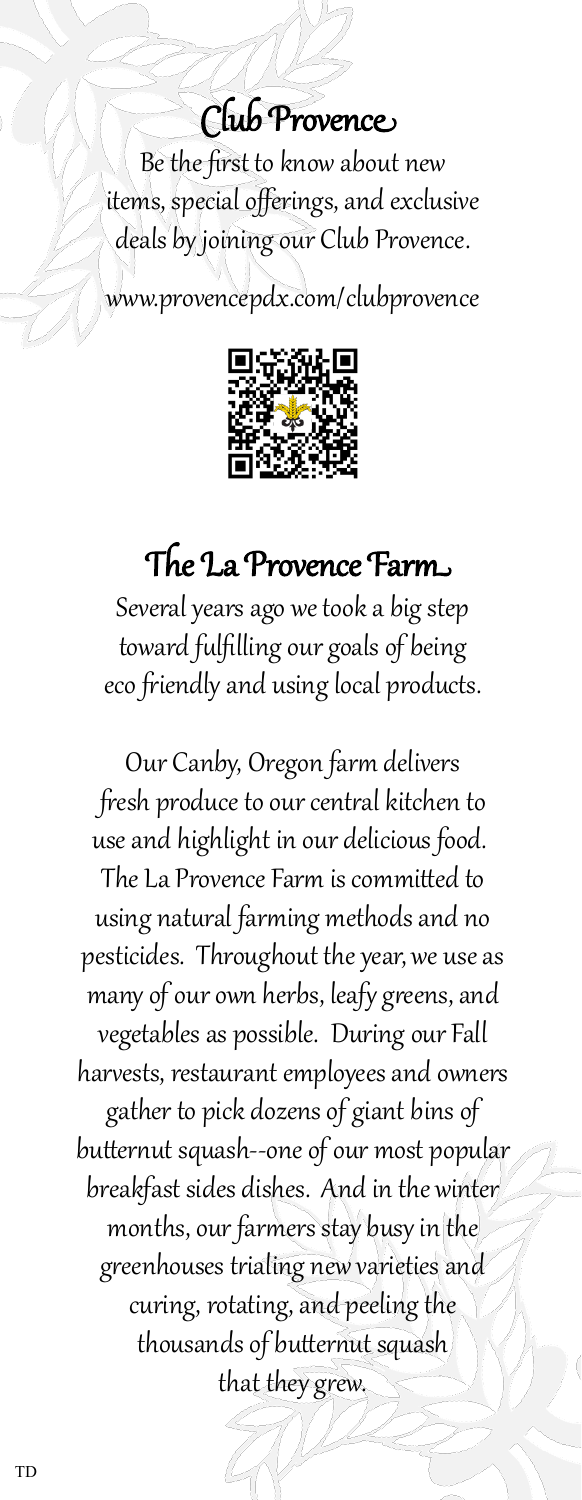## Club Provence

Be the first to know about new items, special offerings, and exclusive deals by joining our Club Provence.

www.provencepdx.com/clubprovence

## The La Provence Farm

Several years ago we took a big step toward fulfilling our goals of being eco friendly and using local products.

Our Canby, Oregon farm delivers fresh produce to our central kitchen to use and highlight in our delicious food. The La Provence Farm is committed to using natural farming methods and no pesticides. Throughout the year, we use as many of our own herbs, leafy greens, and vegetables as possible. During our Fall harvests, restaurant employees and owners gather to pick dozens of giant bins of butternut squash--one of our most popular breakfast sides dishes. And in the winter months, our farmers stay busy in the greenhouses trialing new varieties and curing, rotating, and peeling the thousands of butternut squash that they grew.

TD